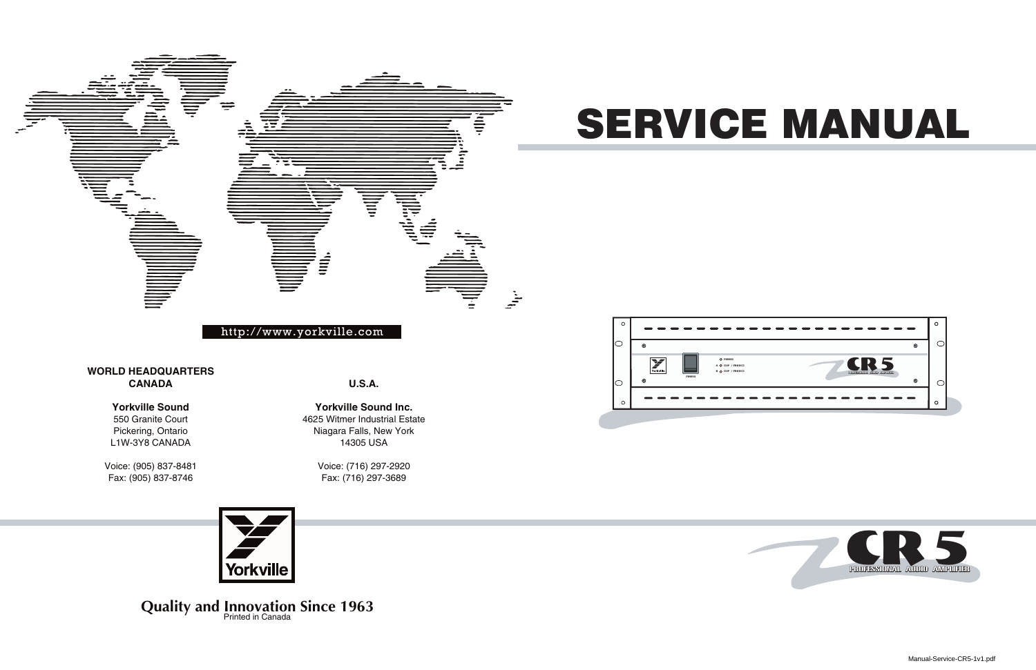# SERVICE MANUAL

http://www.yorkville.com

**WORLD HEADQUARTERS**
**CANADA**

**Yorkville Sound**
550 Granite Court
Pickering, Ontario
L1W-3Y8 CANADA

Voice: (905) 837-8481
Fax: (905) 837-8746

**U.S.A.**

**Yorkville Sound Inc.**
4625 Witmer Industrial Estate
Niagara Falls, New York
14305 USA

Voice: (716) 297-2920
Fax: (716) 297-3689

Yorkville

**Quality and Innovation Since 1963**
Printed in Canada

CR 5
PROFESSIONAL AUDIO AMPLIFIER

Manual-Service-CR5-1v1.pdf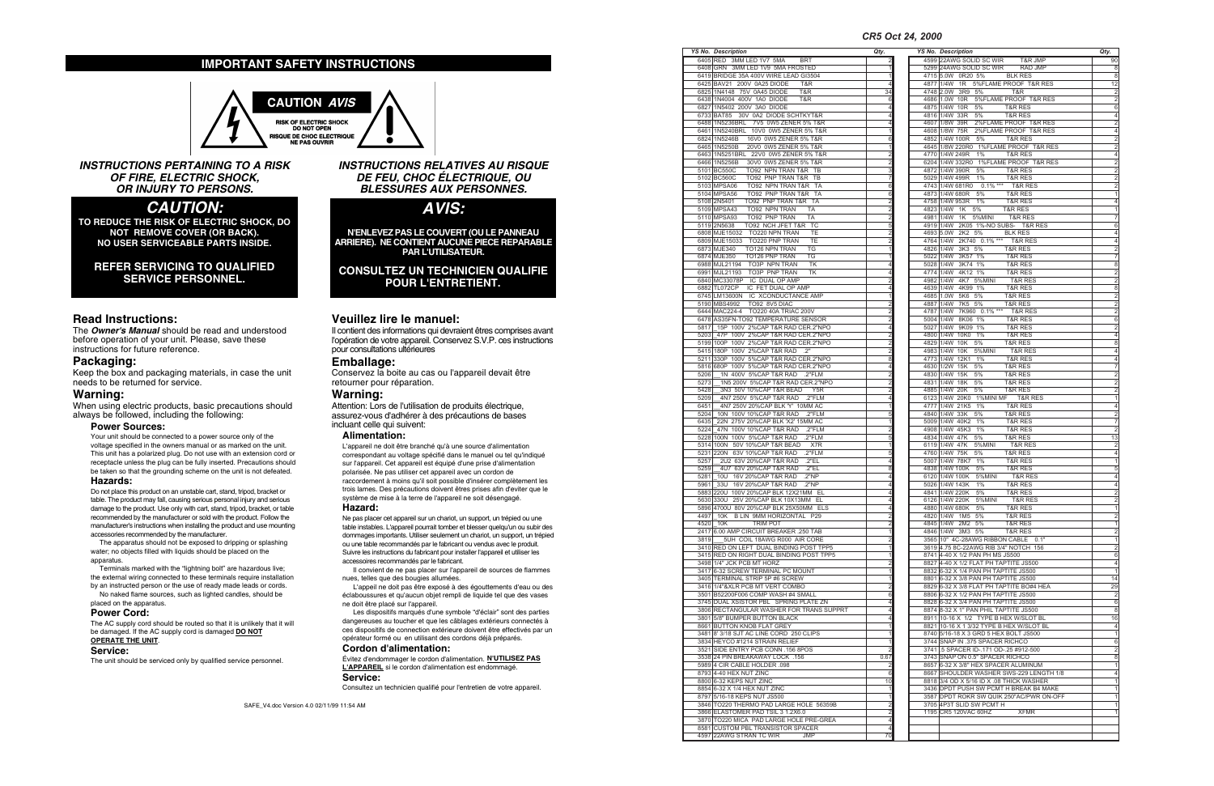## IMPORTANT SAFETY INSTRUCTIONS

**CAUTION** *AVIS*

RISK OF ELECTRIC SHOCK
DO NOT OPEN
RISQUE DE CHOC ELECTRIQUE
NE PAS OUVRIR

### *INSTRUCTIONS PERTAINING TO A RISK OF FIRE, ELECTRIC SHOCK, OR INJURY TO PERSONS.*

# *CAUTION:*

**TO REDUCE THE RISK OF ELECTRIC SHOCK, DO NOT REMOVE COVER (OR BACK). NO USER SERVICEABLE PARTS INSIDE.**

### REFER SERVICING TO QUALIFIED SERVICE PERSONNEL.

## Read Instructions:

The ***Owner's Manual*** should be read and understood before operation of your unit. Please, save these instructions for future reference.

## Packaging:

Keep the box and packaging materials, in case the unit needs to be returned for service.

## Warning:

When using electric products, basic precautions should always be followed, including the following:

### Power Sources:

Your unit should be connected to a power source only of the voltage specified in the owners manual or as marked on the unit. This unit has a polarized plug. Do not use with an extension cord or receptacle unless the plug can be fully inserted. Precautions should be taken so that the grounding scheme on the unit is not defeated.

### Hazards:

Do not place this product on an unstable cart, stand, tripod, bracket or table. The product may fall, causing serious personal injury and serious damage to the product. Use only with cart, stand, tripod, bracket, or table recommended by the manufacturer or sold with the product. Follow the manufacturer's instructions when installing the product and use mounting accessories recommended by the manufacturer.

The apparatus should not be exposed to dripping or splashing water; no objects filled with liquids should be placed on the apparatus.

Terminals marked with the "lightning bolt" are hazardous live; the external wiring connected to these terminals require installation by an instructed person or the use of ready made leads or cords.

No naked flame sources, such as lighted candles, should be placed on the apparatus.

### Power Cord:

The AC supply cord should be routed so that it is unlikely that it will be damaged. If the AC supply cord is damaged **DO NOT OPERATE THE UNIT**.

### Service:

The unit should be serviced only by qualified service personnel.

### *INSTRUCTIONS RELATIVES AU RISQUE DE FEU, CHOC ÉLECTRIQUE, OU BLESSURES AUX PERSONNES.*

# *AVIS:*

**N'ENLEVEZ PAS LE COUVERT (OU LE PANNEAU ARRIERE). NE CONTIENT AUCUNE PIECE REPARABLE PAR L'UTILISATEUR.**

### CONSULTEZ UN TECHNICIEN QUALIFIE POUR L'ENTRETIENT.

## Veuillez lire le manuel:

Il contient des informations qui devraient êtres comprises avant l'opération de votre appareil. Conservez S.V.P. ces instructions pour consultations ultérieures

## Emballage:

Conservez la boite au cas ou l'appareil devait être retourner pour réparation.

## Warning:

Attention: Lors de l'utilisation de produits électrique, assurez-vous d'adhérer à des précautions de bases incluant celle qui suivent:

### Alimentation:

L'appareil ne doit être branché qu'à une source d'alimentation correspondant au voltage spécifié dans le manuel ou tel qu'indiqué sur l'appareil. Cet appareil est équipé d'une prise d'alimentation polarisée. Ne pas utiliser cet appareil avec un cordon de raccordement à moins qu'il soit possible d'insérer complètement les trois lames. Des précautions doivent êtres prises afin d'eviter que le système de mise à la terre de l'appareil ne soit désengagé.

### Hazard:

Ne pas placer cet appareil sur un chariot, un support, un trépied ou une table instables. L'appareil pourrait tomber et blesser quelqu'un ou subir des dommages importants. Utiliser seulement un chariot, un support, un trépied ou une table recommandés par le fabricant ou vendus avec le produit. Suivre les instructions du fabricant pour installer l'appareil et utiliser les accessoires recommandés par le fabricant.

Il convient de ne pas placer sur l'appareil de sources de flammes nues, telles que des bougies allumées.

L'appeil ne doit pas être exposé à des égouttements d'eau ou des éclaboussures et qu'aucun objet rempli de liquide tel que des vases ne doit être placé sur l'appareil.

Les dispositifs marqués d'une symbole "d'éclair" sont des parties dangereuses au toucher et que les câblages extérieurs connectés à ces dispositifs de connection extérieure doivent être effectivés par un opérateur formé ou en utilisant des cordons déjà préparés.

### Cordon d'alimentation:

Évitez d'endommager le cordon d'alimentation. **N'UTILISEZ PAS L'APPAREIL** si le cordon d'alimentation est endommagé.

### Service:

Consultez un technicien qualifié pour l'entretien de votre appareil.

SAFE_V4.doc Version 4.0 02/11/99 11:54 AM

*CR5 Oct 24, 2000*

| YS No. | Description | Qty. |
|---|---|---|
| 6405 | RED 3MM LED 1V7 5MA BRT | 2 |
| 6408 | GRN 3MM LED 1V9 5MA FROSTED | 1 |
| 6419 | BRIDGE 35A 400V WIRE LEAD GI3504 | 1 |
| 6425 | BAV21 200V 0A25 DIODE T&R | 4 |
| 6825 | 1N4148 75V 0A45 DIODE T&R | 34 |
| 6438 | 1N4004 400V 1A0 DIODE T&R | 6 |
| 6827 | 1N5402 200V 3A0 DIODE | 4 |
| 6733 | BAT85 30V 0A2 DIODE SCHTKYT&R | 4 |
| 6488 | 1N5236BRL 7V5 0W5 ZENER 5% T&R | 4 |
| 6461 | 1N5240BRL 10V0 0W5 ZENER 5% T&R | 1 |
| 6824 | 1N5246B 16V0 0W5 ZENER 5% T&R | 6 |
| 6465 | 1N5250B 20V0 0W5 ZENER 5% T&R | 1 |
| 6463 | 1N5251BRL 22V0 0W5 ZENER 5% T&R | 2 |
| 6466 | 1N5256B 30V0 0W5 ZENER 5% T&R | 2 |
| 5101 | BC550C TO92 NPN TRAN T&R TB | 3 |
| 5102 | BC560C TO92 PNP TRAN T&R TB | 7 |
| 5103 | MPSA06 TO92 NPN TRAN T&R TA | 6 |
| 5104 | MPSA56 TO92 PNP TRAN T&R TA | 6 |
| 5108 | 2N5401 TO92 PNP TRAN T&R TA | 2 |
| 5109 | MPSA43 TO92 NPN TRAN TA | 2 |
| 5110 | MPSA93 TO92 PNP TRAN TA | 2 |
| 5119 | 2N5638 TO92 NCH JFET T&R TC | 5 |
| 6808 | MJE15032 TO220 NPN TRAN TE | 2 |
| 6809 | MJE15033 TO220 PNP TRAN TE | 2 |
| 6873 | MJE340 TO126 NPN TRAN TG | 1 |
| 6874 | MJE350 TO126 PNP TRAN TG | 1 |
| 6988 | MJL21194 TO3P NPN TRAN TK | 4 |
| 6991 | MJL21193 TO3P PNP TRAN TK | 4 |
| 6840 | MC33078P IC DUAL OP AMP | 2 |
| 6882 | TL072CP IC FET DUAL OP AMP | 4 |
| 6745 | LM13600N IC XCONDUCTANCE AMP | 1 |
| 5190 | MBS4992 TO92 8V5 DIAC | 2 |
| 6444 | MAC224-4 TO220 40A TRIAC 200V | 2 |
| 6478 | AS35FN-TO92 TEMPERATURE SENSOR | 2 |
| 5817 | 15P 100V 2%CAP T&R RAD CER.2"NPO | 4 |
| 5203 | 47P 100V 2%CAP T&R RAD CER.2"NPO | 2 |
| 5199 | 100P 100V 2%CAP T&R RAD CER.2"NPO | 2 |
| 5415 | 180P 100V 2%CAP T&R RAD 2" | 2 |
| 5211 | 330P 100V 5%CAP T&R RAD CER.2"NPO | 8 |
| 5816 | 680P 100V 5%CAP T&R RAD CER.2"NPO | 4 |
| 5206 | 1N 400V 5%CAP T&R RAD .2"FLM | 2 |
| 5273 | 1N5 200V 5%CAP T&R RAD CER.2"NPO | 2 |
| 5428 | 3N3 50V 10%CAP T&R BEAD Y5R | 2 |
| 5209 | 4N7 250V 5%CAP T&R RAD .2"FLM | 4 |
| 6451 | 4N7 250V 20%CAP BLK "Y" 10MM AC | 1 |
| 5204 | 10N 100V 10%CAP T&R RAD .2"FLM | 5 |
| 6435 | 22N 275V 20%CAP BLK 'X2' 15MM AC | 1 |
| 5224 | 47N 100V 10%CAP T&R RAD .2"FLM | 2 |
| 5228 | 100N 100V 5%CAP T&R RAD .2"FLM | 5 |
| 5314 | 100N 50V 10%CAP T&R BEAD X7R | 1 |
| 5231 | 220N 63V 10%CAP T&R RAD .2"FLM | 6 |
| 5257 | 2U2 63V 20%CAP T&R RAD .2"EL | 1 |
| 5259 | 4U7 63V 20%CAP T&R RAD .2"EL | 8 |
| 5281 | 10U 16V 20%CAP T&R RAD .2"NP | 4 |
| 5961 | 33U 16V 20%CAP T&R RAD .2"NP | 4 |
| 5883 | 220U 100V 20%CAP BLK 12X21MM EL | 4 |
| 5630 | 330U 25V 20%CAP BLK 10X13MM EL | 4 |
| 5896 | 4700U 80V 20%CAP BLK 25X50MM ELS | 4 |
| 4497 | 10K B LIN 9MM HORIZONTAL P29 | 2 |
| 4520 | 10K TRIM POT | 2 |
| 2417 | 6.00 AMP CIRCUIT BREAKER .250 TAB | 1 |
| 3819 | 5UH COIL 18AWG R000 AIR CORE | 2 |
| 3410 | RED ON LEFT DUAL BINDING POST TPP5 | 1 |
| 3415 | RED ON RIGHT DUAL BINDING POST TPP5 | 1 |
| 3498 | 1/4" JCK PCB MT HORZ | 2 |
| 3417 | 6-32 SCREW TERMINAL PC MOUNT | 1 |
| 3405 | TERMINAL STRIP 5P #6 SCREW | 1 |
| 3416 | 1/4"&XLR PCB MT VERT COMBO | 2 |
| 3501 | B52200F006 COMP WASH #4 SMALL | 6 |
| 3745 | DUAL XSISTOR PBL SPRING PLATE ZN | 4 |
| 3806 | RECTANGULAR WASHER FOR TRANS SUPPRT | 4 |
| 3801 | 5/8" BUMPER BUTTON BLACK | 4 |
| 8661 | BUTTON KNOB FLAT GREY | 1 |
| 3481 | 8' 3/18 SJT AC LINE CORD 250 CLIPS | 1 |
| 3834 | HEYCO #1214 STRAIN RELIEF | 1 |
| 3521 | SIDE ENTRY PCB CONN .156 8POS | 2 |
| 3538 | 24 PIN BREAKAWAY LOCK .156 | 0.67 |
| 5989 | 4 CIR CABLE HOLDER .098 | 2 |
| 8793 | 4-40 HEX NUT ZINC | 6 |
| 8800 | 6-32 KEPS NUT ZINC | 10 |
| 8854 | 6-32 X 1/4 HEX NUT ZINC | 1 |
| 8797 | 5/16-18 KEPS NUT JS500 | 1 |
| 3846 | TO220 THERMO PAD LARGE HOLE 56359B | 2 |
| 3806 | ELASTOMER PAD TSIL 3 1.2X6.0 | 2 |
| 3870 | TO220 MICA PAD LARGE HOLE PRE-GREA | 4 |
| 8581 | CUSTOM PBL TRANSISTOR SPACER | 4 |
| 4597 | 22AWG STRAN TC WIR JMP | 70 |

| YS No. | Description | Qty. |
|---|---|---|
| 4599 | 22AWG SOLID SC WIR T&R JMP | 90 |
| 5299 | 24AWG SOLID SC WIR RAD JMP | 8 |
| 4715 | 5.0W 0R20 5% BLK RES | 8 |
| 4877 | 1/4W 1R 5%FLAME PROOF T&R RES | 12 |
| 4748 | 2.0W 3R9 5% T&R | 2 |
| 4686 | 1.0W 10R 5%FLAME PROOF T&R RES | 2 |
| 4875 | 1/4W 10R 5% T&R RES | 6 |
| 4816 | 1/4W 33R 5% T&R RES | 4 |
| 4607 | 1/8W 39R 2%FLAME PROOF T&R RES | 2 |
| 4608 | 1/8W 75R 2%FLAME PROOF T&R RES | 4 |
| 4852 | 1/4W 100R 5% T&R RES | 2 |
| 4645 | 1/8W 220R0 1%FLAME PROOF T&R RES | 2 |
| 4770 | 1/4W 249R 1% T&R RES | 4 |
| 6204 | 1/4W 332R0 1%FLAME PROOF T&R RES | 2 |
| 4872 | 1/4W 390R 5% T&R RES | 2 |
| 5029 | 1/4W 499R 1% T&R RES | 2 |
| 4743 | 1/4W 681R0 0.1% *** T&R RES | 2 |
| 4873 | 1/4W 680R 5% T&R RES | 1 |
| 4758 | 1/4W 953R 1% T&R RES | 4 |
| 4823 | 1/4W 1K 5% T&R RES | 1 |
| 4981 | 1/4W 1K 5%MINI T&R RES | 7 |
| 4919 | 1/4W 2K05 1%-NO SUBS- T&R RES | 6 |
| 4693 | 5.0W 2K2 5% BLK RES | 4 |
| 4764 | 1/4W 2K740 0.1% *** T&R RES | 4 |
| 4826 | 1/4W 3K3 5% T&R RES | 2 |
| 5022 | 1/4W 3K57 1% T&R RES | 7 |
| 5028 | 1/4W 3K74 1% T&R RES | 8 |
| 4774 | 1/4W 4K12 1% T&R RES | 2 |
| 4982 | 1/4W 4K7 5%MINI T&R RES | 2 |
| 4639 | 1/4W 4K99 1% T&R RES | 8 |
| 4685 | 1.0W 5K6 5% T&R RES | 2 |
| 4887 | 1/4W 7K5 5% T&R RES | 2 |
| 4787 | 1/4W 7K960 0.1% *** T&R RES | 2 |
| 5004 | 1/4W 8K06 1% T&R RES | 6 |
| 5027 | 1/4W 9K09 1% T&R RES | 2 |
| 4800 | 1/4W 10K0 1% T&R RES | 4 |
| 4829 | 1/4W 10K 5% T&R RES | 8 |
| 4983 | 1/4W 10K 5%MINI T&R RES | 4 |
| 4773 | 1/4W 12K1 1% T&R RES | 4 |
| 4630 | 1/2W 15K 5% T&R RES | 7 |
| 4830 | 1/4W 15K 5% T&R RES | 2 |
| 4831 | 1/4W 18K 5% T&R RES | 2 |
| 4885 | 1/4W 20K 5% T&R RES | 2 |
| 6123 | 1/4W 20K0 1%MINI MF T&R RES | 1 |
| 4777 | 1/4W 21K5 1% T&R RES | 4 |
| 4840 | 1/4W 33K 5% T&R RES | 2 |
| 5009 | 1/4W 40K2 1% T&R RES | 7 |
| 4908 | 1/4W 45K3 1% T&R RES | 2 |
| 4834 | 1/4W 47K 5% T&R RES | 13 |
| 6119 | 1/4W 47K 5%MINI T&R RES | 2 |
| 4760 | 1/4W 75K 5% T&R RES | 4 |
| 5007 | 1/4W 78K7 1% T&R RES | 1 |
| 4838 | 1/4W 100K 5% T&R RES | 5 |
| 6120 | 1/4W 100K 5%MINI T&R RES | 4 |
| 5026 | 1/4W 143K 1% T&R RES | 4 |
| 4841 | 1/4W 220K 5% T&R RES | 2 |
| 6126 | 1/4W 220K 5%MINI T&R RES | 2 |
| 4880 | 1/4W 680K 5% T&R RES | 1 |
| 4820 | 1/4W 1M5 5% T&R RES | 2 |
| 4845 | 1/4W 2M2 5% T&R RES | 1 |
| 4846 | 1/4W 3M3 5% T&R RES | 2 |
| 3565 | 10" 4C-28AWG RIBBON CABLE 0.1" | 1 |
| 3619 | 4.75 8C-22AWG RIB 3/4" NOTCH 156 | 2 |
| 8741 | 4-40 X 1/2 PAN PH MS JS500 | 6 |
| 8827 | 4-40 X 1/2 FLAT PH TAPTITE JS500 | 4 |
| 8832 | 6-32 X 1/4 PAN PH TAPTITE JS500 | 1 |
| 8801 | 6-32 X 3/8 PAN PH TAPTITE JS500 | 14 |
| 8829 | 6-32 X 3/8 FLAT PH TAPTITE BO#4 HEA | 29 |
| 8806 | 6-32 X 1/2 PAN PH TAPTITE JS500 | 2 |
| 8828 | 6-32 X 3/4 PAN PH TAPTITE JS500 | 6 |
| 8874 | 8-32 X 1" PAN PHIL TAPTITE JS500 | 8 |
| 8911 | 10-16 X 1/2 TYPE B HEX W/SLOT BL | 16 |
| 8821 | 10-16 X 1 3/32 TYPE B HEX W/SLOT BL | 4 |
| 8740 | 5/16-18 X 3 GRD 5 HEX BOLT JS500 | 1 |
| 3744 | SNAP IN .375 SPACER RICHCO | 6 |
| 3741 | .5 SPACER ID-.171 OD-.25 #912-500 | 2 |
| 3743 | SNAP ON 0.5" SPACER RICHCO | 8 |
| 8657 | 6-32 X 3/8" HEX SPACER ALUMINUM | 1 |
| 8667 | SHOULDER WASHER SWS-229 LENGTH 1/8 | 4 |
| 8818 | 3/4 OD X 5/16 ID X .08 THICK WASHER | 1 |
| 3436 | DPDT PUSH SW PCMT H BREAK B4 MAKE | 1 |
| 3587 | DPDT ROKR SW QUIK 250"AC/PWR ON-OFF | 1 |
| 3705 | 4P3T SLID SW PCMT H | 1 |
| 1195 | CR5 120VAC 60HZ XFMR | 1 |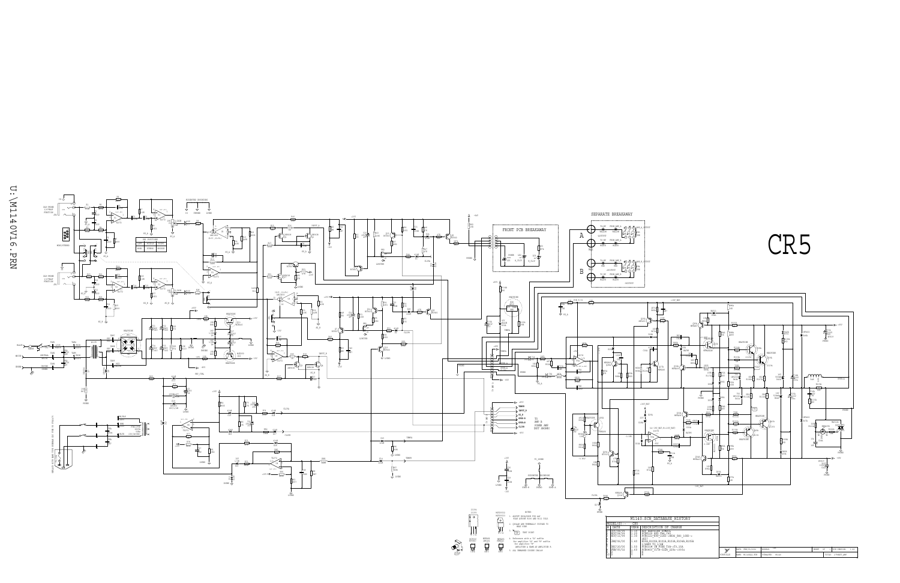U:\M1140V16.PRN

CR5

FRONT PCB BREAKAWAY

SEPARATE BREAKAWAY

A

B

| M1140.SCH DATABASE HISTORY | | | |
|---|---|---|---|
| MODEL(S):- | CR5 | | |
| # | DATE | VER# | DESCRIPTION OF CHANGE |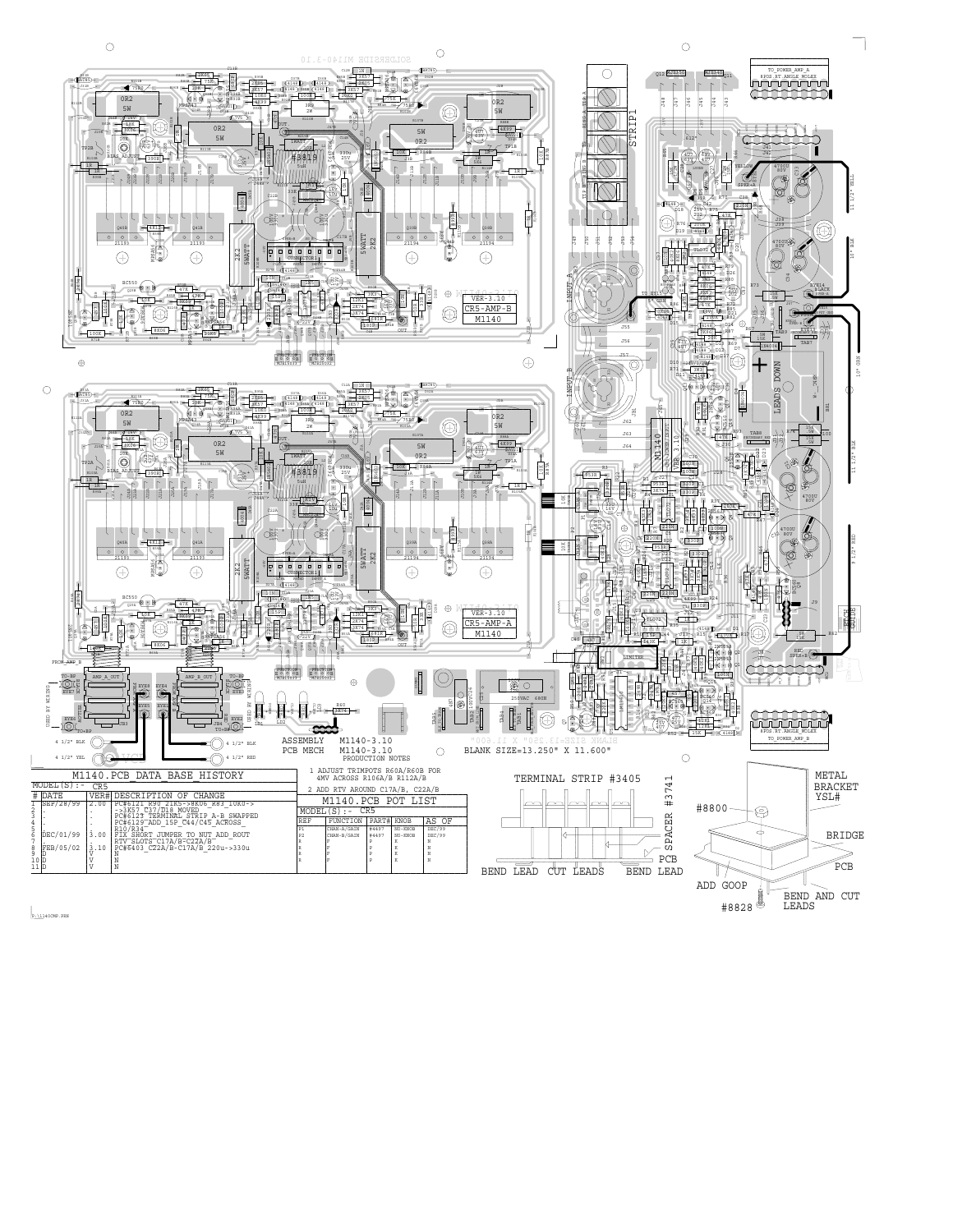ASSEMBLY M1140-3.10
PCB MECH M1140-3.10

BLANK SIZE=13.250" X 11.600"

PRODUCTION NOTES

1 ADJUST TRIMPOTS R60A/R60B FOR 4MV ACROSS R106A/B R112A/B

2 ADD RTV AROUND C17A/B, C22A/B

## M1140.PCB DATA BASE HISTORY

MODEL(S):- CR5

| # | DATE | VER# | DESCRIPTION OF CHANGE |
|---|---|---|---|
| 1 | SEP/28/99 | 2.00 | PC#6121 R90 21K5->8K06 R93 10K0-> |
| 2 | . | . | ->3K57 C37/D18 MOVED |
| 3 | . | . | PC#6123 TERMINAL STRIP A-B SWAPPED |
| 4 | . | . | PC#6129 ADD 15P C44/C45 ACROSS R10/R34 |
| 5 | DEC/01/99 | 3.00 | FIX SHORT JUMPER TO NUT ADD ROUT |
| 6 | . | . | RTV SLOTS C17A/B-C22A/B |
| 7 | FEB/05/02 | 3.10 | PC#6403 C22A/B-C17A/B 220u->330u |
| 8 | D | V | N |
| 9 | D | V | N |
| 10 | D | V | N |
| 11 | D | V | N |

## M1140.PCB POT LIST

MODEL(S):- CR5

| REF | FUNCTION | PART# | KNOB | AS OF |
|---|---|---|---|---|
| P1 | CHAN-A/GAIN | #4497 | NO-KNOB | DEC/99 |
| P2 | CHAN-B/GAIN | #4497 | NO-KNOB | DEC/99 |
| R | F | P | K | N |
| R | F | P | K | N |
| R | F | P | K | N |

TERMINAL STRIP #3405

SPACER #3741

PCB

BEND LEAD CUT LEADS BEND LEAD

METAL BRACKET YSL#

#8800

BRIDGE

PCB

ADD GOOP

#8828

BEND AND CUT LEADS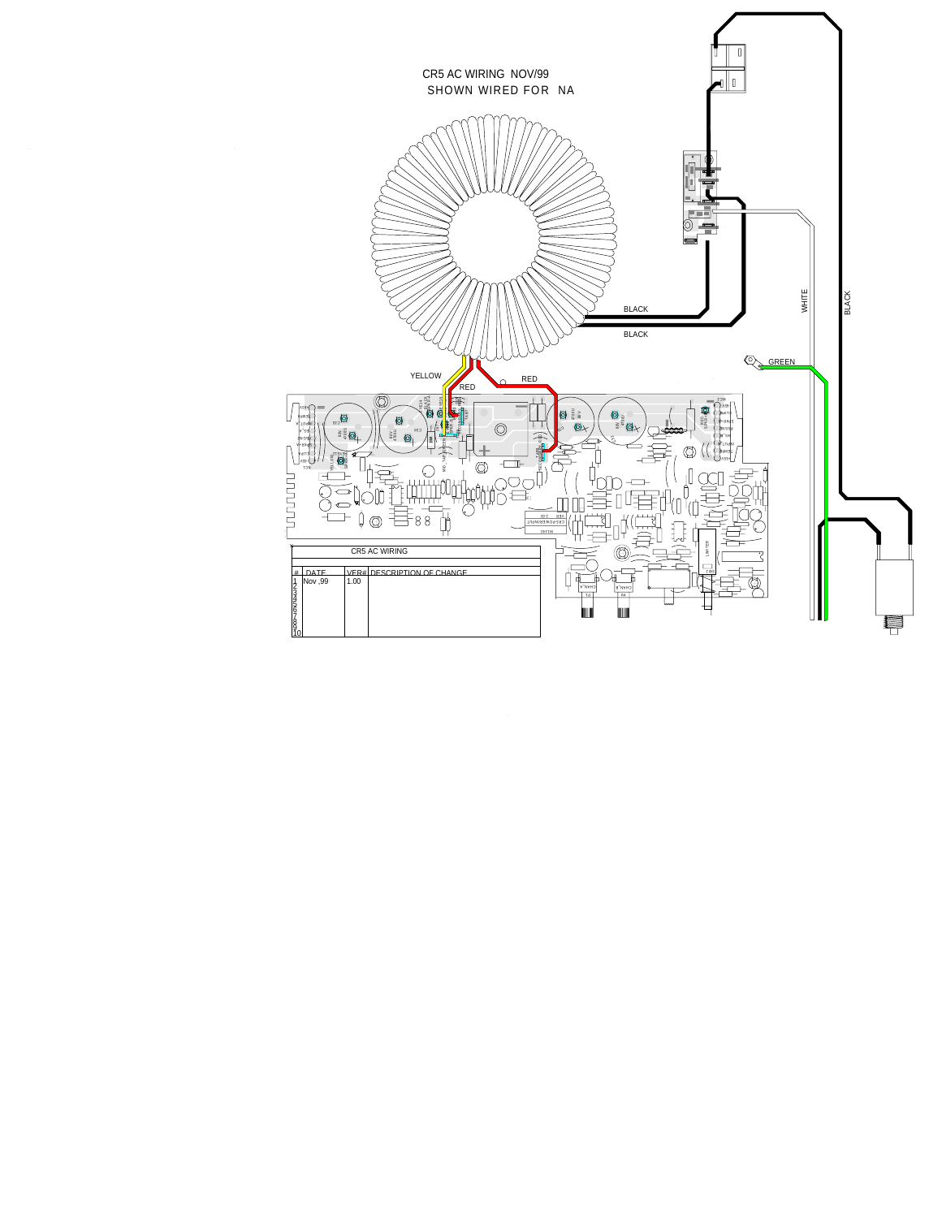CR5 AC WIRING NOV/99

SHOWN WIRED FOR NA

BLACK

BLACK

WHITE

BLACK

GREEN

YELLOW

RED

RED

| CR5 AC WIRING | | |
|---|---|---|
| # DATE | VER# | DESCRIPTION OF CHANGE |
| 1 Nov ,99 | 1.00 | |
| 2 | | |
| 3 | | |
| 4 | | |
| 5 | | |
| 6 | | |
| 7 | | |
| 8 | | |
| 9 | | |
| 10 | | |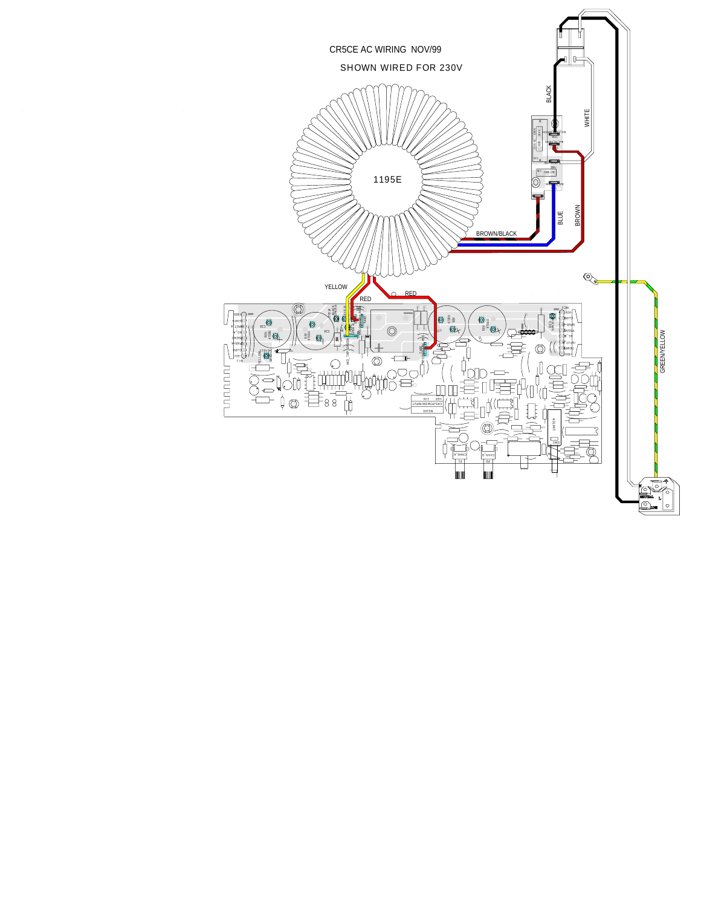CR5CE AC WIRING NOV/99

SHOWN WIRED FOR 230V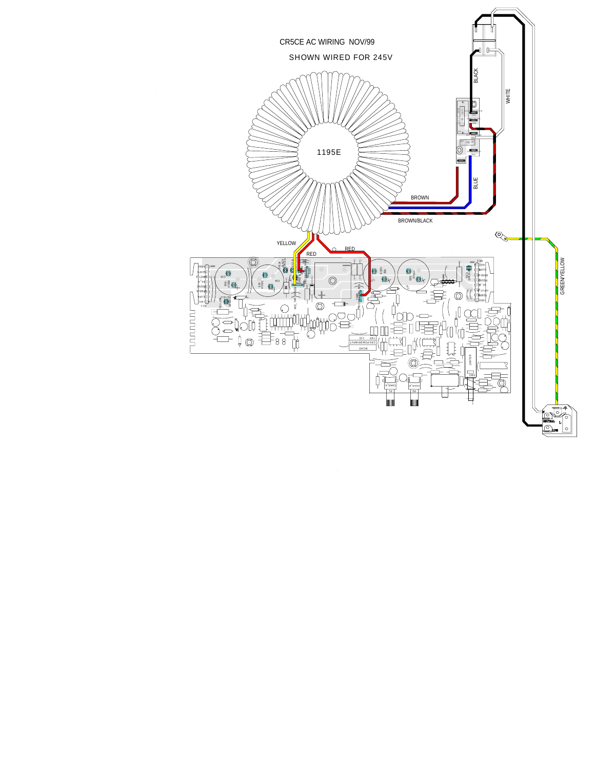CR5CE AC WIRING NOV/99

SHOWN WIRED FOR 245V

1195E

BLACK

WHITE

BLUE

BROWN

BROWN/BLACK

YELLOW

RED

RED

GREEN/YELLOW